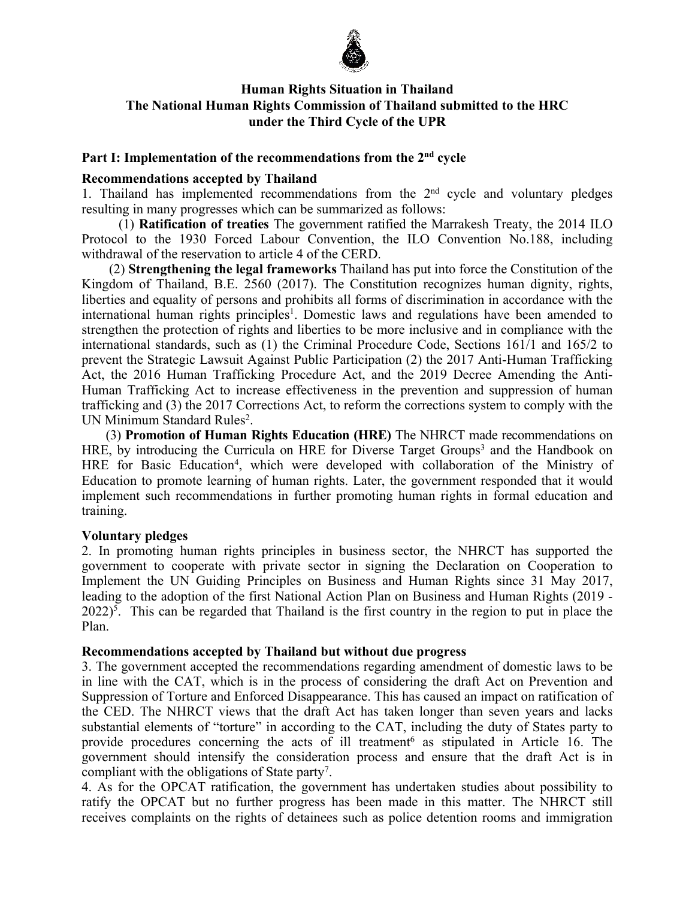**Human Rights Situation in Thailand**
**The National Human Rights Commission of Thailand submitted to the HRC under the Third Cycle of the UPR**

## Part I: Implementation of the recommendations from the 2nd cycle

### Recommendations accepted by Thailand

1. Thailand has implemented recommendations from the 2nd cycle and voluntary pledges resulting in many progresses which can be summarized as follows:

(1) **Ratification of treaties** The government ratified the Marrakesh Treaty, the 2014 ILO Protocol to the 1930 Forced Labour Convention, the ILO Convention No.188, including withdrawal of the reservation to article 4 of the CERD.

(2) **Strengthening the legal frameworks** Thailand has put into force the Constitution of the Kingdom of Thailand, B.E. 2560 (2017). The Constitution recognizes human dignity, rights, liberties and equality of persons and prohibits all forms of discrimination in accordance with the international human rights principles[1]. Domestic laws and regulations have been amended to strengthen the protection of rights and liberties to be more inclusive and in compliance with the international standards, such as (1) the Criminal Procedure Code, Sections 161/1 and 165/2 to prevent the Strategic Lawsuit Against Public Participation (2) the 2017 Anti-Human Trafficking Act, the 2016 Human Trafficking Procedure Act, and the 2019 Decree Amending the Anti-Human Trafficking Act to increase effectiveness in the prevention and suppression of human trafficking and (3) the 2017 Corrections Act, to reform the corrections system to comply with the UN Minimum Standard Rules[2].

(3) **Promotion of Human Rights Education (HRE)** The NHRCT made recommendations on HRE, by introducing the Curricula on HRE for Diverse Target Groups[3] and the Handbook on HRE for Basic Education[4], which were developed with collaboration of the Ministry of Education to promote learning of human rights. Later, the government responded that it would implement such recommendations in further promoting human rights in formal education and training.

### Voluntary pledges

2. In promoting human rights principles in business sector, the NHRCT has supported the government to cooperate with private sector in signing the Declaration on Cooperation to Implement the UN Guiding Principles on Business and Human Rights since 31 May 2017, leading to the adoption of the first National Action Plan on Business and Human Rights (2019 - 2022)[5]. This can be regarded that Thailand is the first country in the region to put in place the Plan.

### Recommendations accepted by Thailand but without due progress

3. The government accepted the recommendations regarding amendment of domestic laws to be in line with the CAT, which is in the process of considering the draft Act on Prevention and Suppression of Torture and Enforced Disappearance. This has caused an impact on ratification of the CED. The NHRCT views that the draft Act has taken longer than seven years and lacks substantial elements of "torture" in according to the CAT, including the duty of States party to provide procedures concerning the acts of ill treatment[6] as stipulated in Article 16. The government should intensify the consideration process and ensure that the draft Act is in compliant with the obligations of State party[7].

4. As for the OPCAT ratification, the government has undertaken studies about possibility to ratify the OPCAT but no further progress has been made in this matter. The NHRCT still receives complaints on the rights of detainees such as police detention rooms and immigration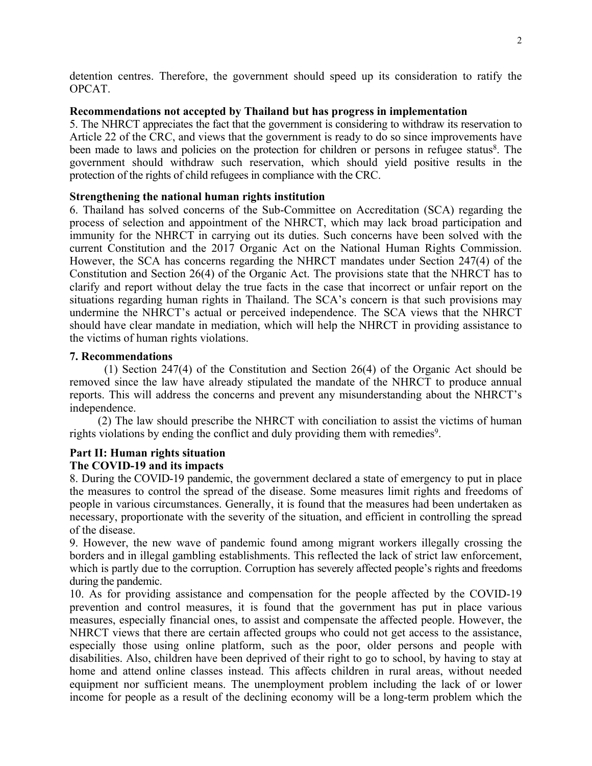detention centres. Therefore, the government should speed up its consideration to ratify the OPCAT.

**Recommendations not accepted by Thailand but has progress in implementation**

5. The NHRCT appreciates the fact that the government is considering to withdraw its reservation to Article 22 of the CRC, and views that the government is ready to do so since improvements have been made to laws and policies on the protection for children or persons in refugee status[8]. The government should withdraw such reservation, which should yield positive results in the protection of the rights of child refugees in compliance with the CRC.

**Strengthening the national human rights institution**

6. Thailand has solved concerns of the Sub-Committee on Accreditation (SCA) regarding the process of selection and appointment of the NHRCT, which may lack broad participation and immunity for the NHRCT in carrying out its duties. Such concerns have been solved with the current Constitution and the 2017 Organic Act on the National Human Rights Commission. However, the SCA has concerns regarding the NHRCT mandates under Section 247(4) of the Constitution and Section 26(4) of the Organic Act. The provisions state that the NHRCT has to clarify and report without delay the true facts in the case that incorrect or unfair report on the situations regarding human rights in Thailand. The SCA's concern is that such provisions may undermine the NHRCT's actual or perceived independence. The SCA views that the NHRCT should have clear mandate in mediation, which will help the NHRCT in providing assistance to the victims of human rights violations.

**7. Recommendations**

(1) Section 247(4) of the Constitution and Section 26(4) of the Organic Act should be removed since the law have already stipulated the mandate of the NHRCT to produce annual reports. This will address the concerns and prevent any misunderstanding about the NHRCT's independence.

(2) The law should prescribe the NHRCT with conciliation to assist the victims of human rights violations by ending the conflict and duly providing them with remedies[9].

## Part II: Human rights situation

**The COVID-19 and its impacts**

8. During the COVID-19 pandemic, the government declared a state of emergency to put in place the measures to control the spread of the disease. Some measures limit rights and freedoms of people in various circumstances. Generally, it is found that the measures had been undertaken as necessary, proportionate with the severity of the situation, and efficient in controlling the spread of the disease.

9. However, the new wave of pandemic found among migrant workers illegally crossing the borders and in illegal gambling establishments. This reflected the lack of strict law enforcement, which is partly due to the corruption. Corruption has severely affected people's rights and freedoms during the pandemic.

10. As for providing assistance and compensation for the people affected by the COVID-19 prevention and control measures, it is found that the government has put in place various measures, especially financial ones, to assist and compensate the affected people. However, the NHRCT views that there are certain affected groups who could not get access to the assistance, especially those using online platform, such as the poor, older persons and people with disabilities. Also, children have been deprived of their right to go to school, by having to stay at home and attend online classes instead. This affects children in rural areas, without needed equipment nor sufficient means. The unemployment problem including the lack of or lower income for people as a result of the declining economy will be a long-term problem which the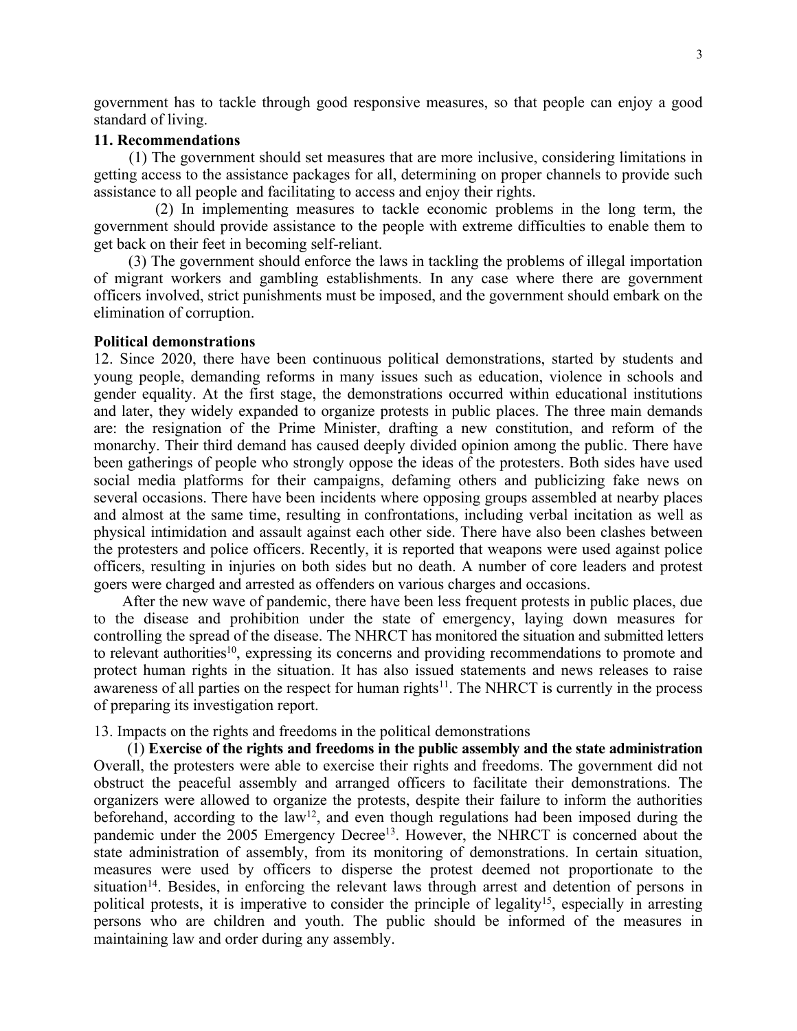government has to tackle through good responsive measures, so that people can enjoy a good standard of living.

**11. Recommendations**

(1) The government should set measures that are more inclusive, considering limitations in getting access to the assistance packages for all, determining on proper channels to provide such assistance to all people and facilitating to access and enjoy their rights.

(2) In implementing measures to tackle economic problems in the long term, the government should provide assistance to the people with extreme difficulties to enable them to get back on their feet in becoming self-reliant.

(3) The government should enforce the laws in tackling the problems of illegal importation of migrant workers and gambling establishments. In any case where there are government officers involved, strict punishments must be imposed, and the government should embark on the elimination of corruption.

**Political demonstrations**

12. Since 2020, there have been continuous political demonstrations, started by students and young people, demanding reforms in many issues such as education, violence in schools and gender equality. At the first stage, the demonstrations occurred within educational institutions and later, they widely expanded to organize protests in public places. The three main demands are: the resignation of the Prime Minister, drafting a new constitution, and reform of the monarchy. Their third demand has caused deeply divided opinion among the public. There have been gatherings of people who strongly oppose the ideas of the protesters. Both sides have used social media platforms for their campaigns, defaming others and publicizing fake news on several occasions. There have been incidents where opposing groups assembled at nearby places and almost at the same time, resulting in confrontations, including verbal incitation as well as physical intimidation and assault against each other side. There have also been clashes between the protesters and police officers. Recently, it is reported that weapons were used against police officers, resulting in injuries on both sides but no death. A number of core leaders and protest goers were charged and arrested as offenders on various charges and occasions.

After the new wave of pandemic, there have been less frequent protests in public places, due to the disease and prohibition under the state of emergency, laying down measures for controlling the spread of the disease. The NHRCT has monitored the situation and submitted letters to relevant authorities[10], expressing its concerns and providing recommendations to promote and protect human rights in the situation. It has also issued statements and news releases to raise awareness of all parties on the respect for human rights[11]. The NHRCT is currently in the process of preparing its investigation report.

13. Impacts on the rights and freedoms in the political demonstrations

(1) **Exercise of the rights and freedoms in the public assembly and the state administration** Overall, the protesters were able to exercise their rights and freedoms. The government did not obstruct the peaceful assembly and arranged officers to facilitate their demonstrations. The organizers were allowed to organize the protests, despite their failure to inform the authorities beforehand, according to the law[12], and even though regulations had been imposed during the pandemic under the 2005 Emergency Decree[13]. However, the NHRCT is concerned about the state administration of assembly, from its monitoring of demonstrations. In certain situation, measures were used by officers to disperse the protest deemed not proportionate to the situation[14]. Besides, in enforcing the relevant laws through arrest and detention of persons in political protests, it is imperative to consider the principle of legality[15], especially in arresting persons who are children and youth. The public should be informed of the measures in maintaining law and order during any assembly.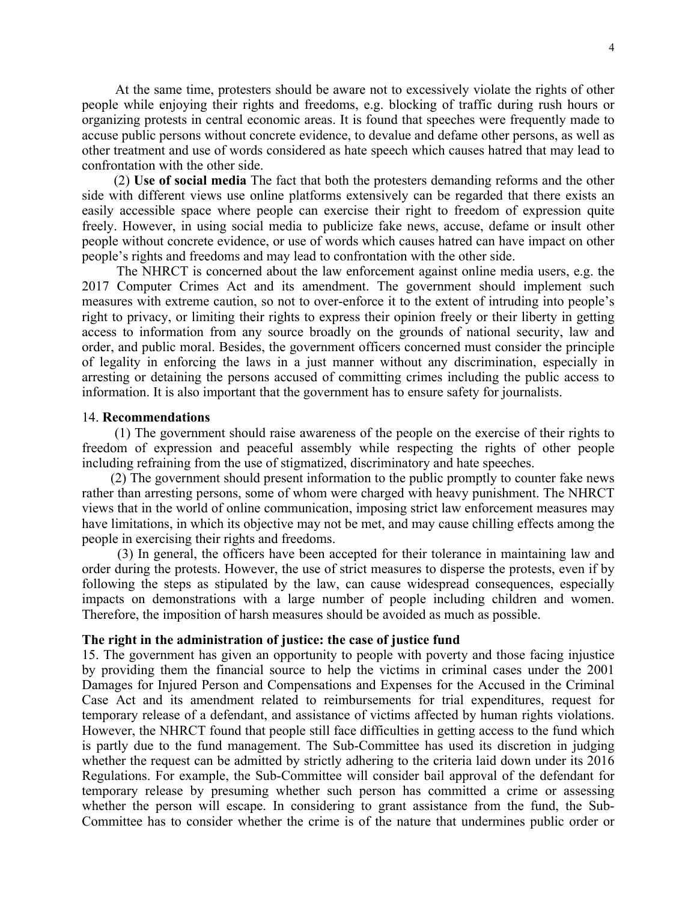At the same time, protesters should be aware not to excessively violate the rights of other people while enjoying their rights and freedoms, e.g. blocking of traffic during rush hours or organizing protests in central economic areas. It is found that speeches were frequently made to accuse public persons without concrete evidence, to devalue and defame other persons, as well as other treatment and use of words considered as hate speech which causes hatred that may lead to confrontation with the other side.

(2) **Use of social media** The fact that both the protesters demanding reforms and the other side with different views use online platforms extensively can be regarded that there exists an easily accessible space where people can exercise their right to freedom of expression quite freely. However, in using social media to publicize fake news, accuse, defame or insult other people without concrete evidence, or use of words which causes hatred can have impact on other people's rights and freedoms and may lead to confrontation with the other side.

The NHRCT is concerned about the law enforcement against online media users, e.g. the 2017 Computer Crimes Act and its amendment. The government should implement such measures with extreme caution, so not to over-enforce it to the extent of intruding into people's right to privacy, or limiting their rights to express their opinion freely or their liberty in getting access to information from any source broadly on the grounds of national security, law and order, and public moral. Besides, the government officers concerned must consider the principle of legality in enforcing the laws in a just manner without any discrimination, especially in arresting or detaining the persons accused of committing crimes including the public access to information. It is also important that the government has to ensure safety for journalists.

14. **Recommendations**

(1) The government should raise awareness of the people on the exercise of their rights to freedom of expression and peaceful assembly while respecting the rights of other people including refraining from the use of stigmatized, discriminatory and hate speeches.

(2) The government should present information to the public promptly to counter fake news rather than arresting persons, some of whom were charged with heavy punishment. The NHRCT views that in the world of online communication, imposing strict law enforcement measures may have limitations, in which its objective may not be met, and may cause chilling effects among the people in exercising their rights and freedoms.

(3) In general, the officers have been accepted for their tolerance in maintaining law and order during the protests. However, the use of strict measures to disperse the protests, even if by following the steps as stipulated by the law, can cause widespread consequences, especially impacts on demonstrations with a large number of people including children and women. Therefore, the imposition of harsh measures should be avoided as much as possible.

**The right in the administration of justice: the case of justice fund**

15. The government has given an opportunity to people with poverty and those facing injustice by providing them the financial source to help the victims in criminal cases under the 2001 Damages for Injured Person and Compensations and Expenses for the Accused in the Criminal Case Act and its amendment related to reimbursements for trial expenditures, request for temporary release of a defendant, and assistance of victims affected by human rights violations. However, the NHRCT found that people still face difficulties in getting access to the fund which is partly due to the fund management. The Sub-Committee has used its discretion in judging whether the request can be admitted by strictly adhering to the criteria laid down under its 2016 Regulations. For example, the Sub-Committee will consider bail approval of the defendant for temporary release by presuming whether such person has committed a crime or assessing whether the person will escape. In considering to grant assistance from the fund, the Sub-Committee has to consider whether the crime is of the nature that undermines public order or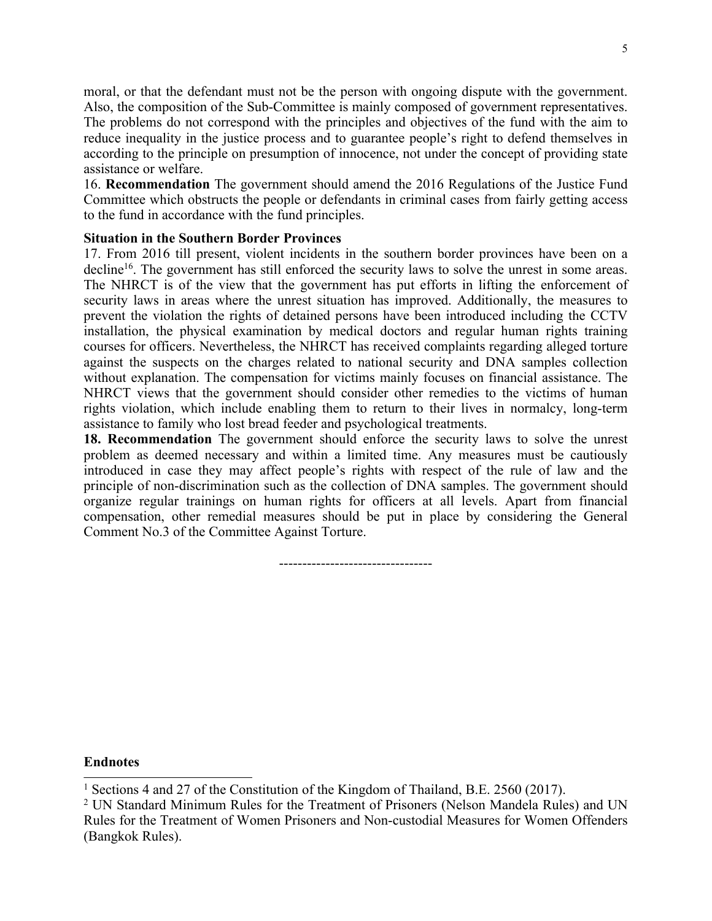moral, or that the defendant must not be the person with ongoing dispute with the government. Also, the composition of the Sub-Committee is mainly composed of government representatives. The problems do not correspond with the principles and objectives of the fund with the aim to reduce inequality in the justice process and to guarantee people's right to defend themselves in according to the principle on presumption of innocence, not under the concept of providing state assistance or welfare.

16. **Recommendation** The government should amend the 2016 Regulations of the Justice Fund Committee which obstructs the people or defendants in criminal cases from fairly getting access to the fund in accordance with the fund principles.

**Situation in the Southern Border Provinces**

17. From 2016 till present, violent incidents in the southern border provinces have been on a decline[16]. The government has still enforced the security laws to solve the unrest in some areas. The NHRCT is of the view that the government has put efforts in lifting the enforcement of security laws in areas where the unrest situation has improved. Additionally, the measures to prevent the violation the rights of detained persons have been introduced including the CCTV installation, the physical examination by medical doctors and regular human rights training courses for officers. Nevertheless, the NHRCT has received complaints regarding alleged torture against the suspects on the charges related to national security and DNA samples collection without explanation. The compensation for victims mainly focuses on financial assistance. The NHRCT views that the government should consider other remedies to the victims of human rights violation, which include enabling them to return to their lives in normalcy, long-term assistance to family who lost bread feeder and psychological treatments.

**18. Recommendation** The government should enforce the security laws to solve the unrest problem as deemed necessary and within a limited time. Any measures must be cautiously introduced in case they may affect people's rights with respect of the rule of law and the principle of non-discrimination such as the collection of DNA samples. The government should organize regular trainings on human rights for officers at all levels. Apart from financial compensation, other remedial measures should be put in place by considering the General Comment No.3 of the Committee Against Torture.

---------------------------------

**Endnotes**

[1] Sections 4 and 27 of the Constitution of the Kingdom of Thailand, B.E. 2560 (2017).

[2] UN Standard Minimum Rules for the Treatment of Prisoners (Nelson Mandela Rules) and UN Rules for the Treatment of Women Prisoners and Non-custodial Measures for Women Offenders (Bangkok Rules).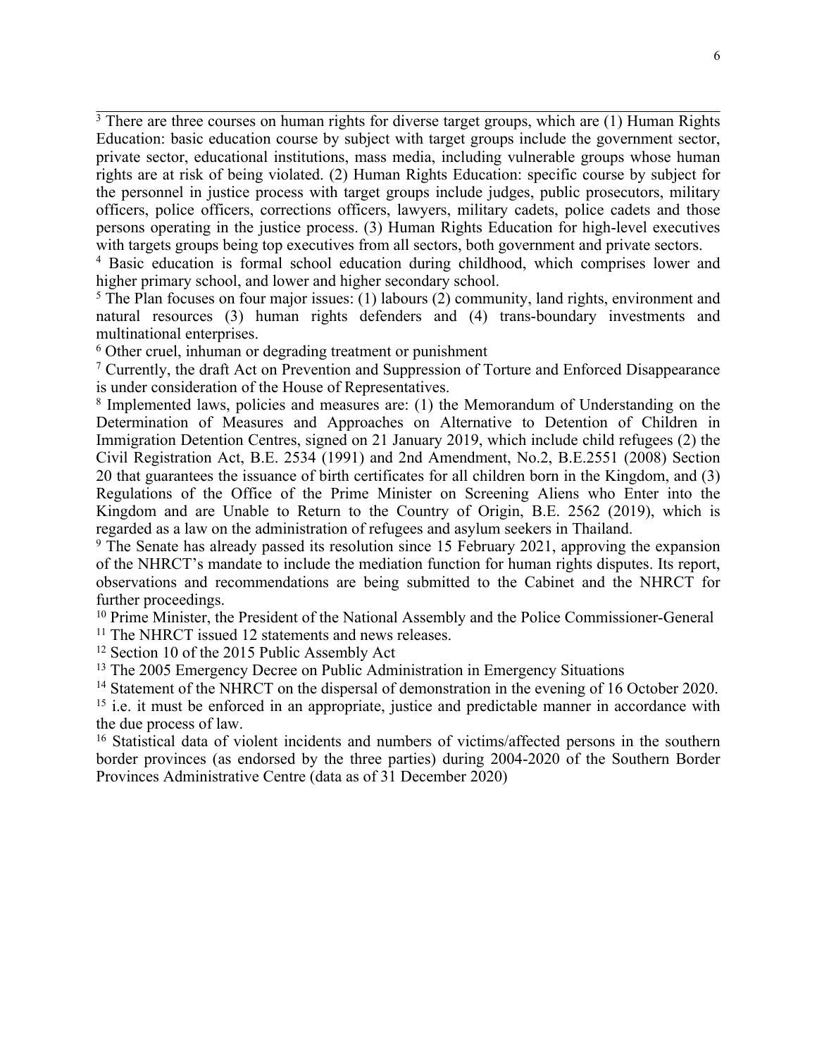[3] There are three courses on human rights for diverse target groups, which are (1) Human Rights Education: basic education course by subject with target groups include the government sector, private sector, educational institutions, mass media, including vulnerable groups whose human rights are at risk of being violated. (2) Human Rights Education: specific course by subject for the personnel in justice process with target groups include judges, public prosecutors, military officers, police officers, corrections officers, lawyers, military cadets, police cadets and those persons operating in the justice process. (3) Human Rights Education for high-level executives with targets groups being top executives from all sectors, both government and private sectors.

[4] Basic education is formal school education during childhood, which comprises lower and higher primary school, and lower and higher secondary school.

[5] The Plan focuses on four major issues: (1) labours (2) community, land rights, environment and natural resources (3) human rights defenders and (4) trans-boundary investments and multinational enterprises.

[6] Other cruel, inhuman or degrading treatment or punishment

[7] Currently, the draft Act on Prevention and Suppression of Torture and Enforced Disappearance is under consideration of the House of Representatives.

[8] Implemented laws, policies and measures are: (1) the Memorandum of Understanding on the Determination of Measures and Approaches on Alternative to Detention of Children in Immigration Detention Centres, signed on 21 January 2019, which include child refugees (2) the Civil Registration Act, B.E. 2534 (1991) and 2nd Amendment, No.2, B.E.2551 (2008) Section 20 that guarantees the issuance of birth certificates for all children born in the Kingdom, and (3) Regulations of the Office of the Prime Minister on Screening Aliens who Enter into the Kingdom and are Unable to Return to the Country of Origin, B.E. 2562 (2019), which is regarded as a law on the administration of refugees and asylum seekers in Thailand.

[9] The Senate has already passed its resolution since 15 February 2021, approving the expansion of the NHRCT's mandate to include the mediation function for human rights disputes. Its report, observations and recommendations are being submitted to the Cabinet and the NHRCT for further proceedings.

[10] Prime Minister, the President of the National Assembly and the Police Commissioner-General

[11] The NHRCT issued 12 statements and news releases.

[12] Section 10 of the 2015 Public Assembly Act

[13] The 2005 Emergency Decree on Public Administration in Emergency Situations

[14] Statement of the NHRCT on the dispersal of demonstration in the evening of 16 October 2020.

[15] i.e. it must be enforced in an appropriate, justice and predictable manner in accordance with the due process of law.

[16] Statistical data of violent incidents and numbers of victims/affected persons in the southern border provinces (as endorsed by the three parties) during 2004-2020 of the Southern Border Provinces Administrative Centre (data as of 31 December 2020)